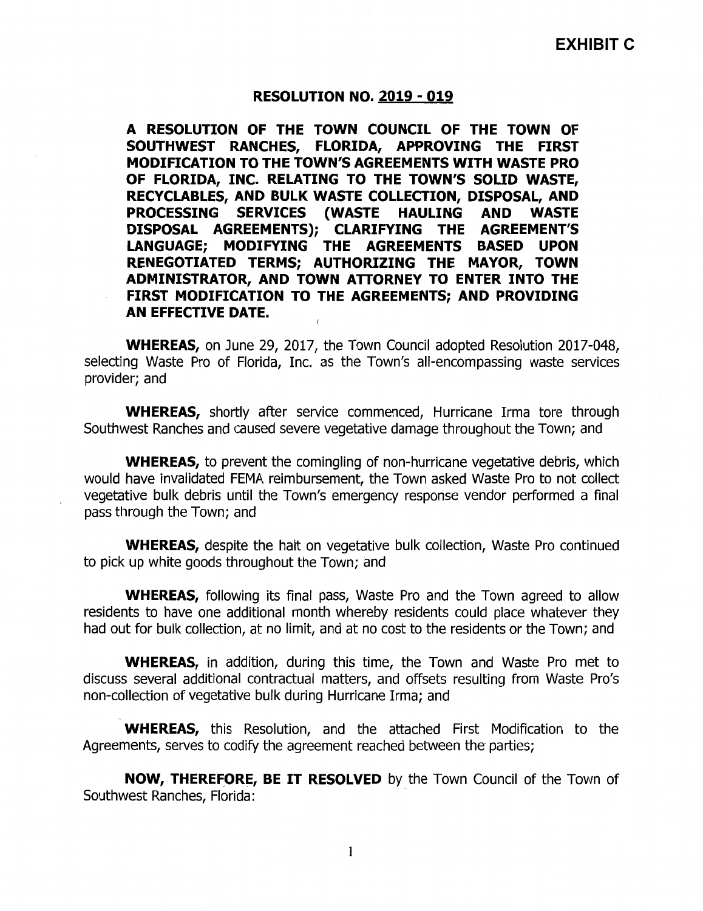**EXHIBIT C**

# RESOLUTION NO. 2019 - 019

**A RESOLUTION OF THE TOWN COUNCIL OF THE TOWN OF SOUTHWEST RANCHES, FLORIDA, APPROVING THE FIRST MODIFICATION TO THE TOWN'S AGREEMENTS WITH WASTE PRO OF FLORIDA, INC. RELATING TO THE TOWN'S SOLID WASTE, RECYCLABLES, AND BULK WASTE COLLECTION, DISPOSAL, AND PROCESSING SERVICES (WASTE HAULING AND WASTE DISPOSAL AGREEMENTS); CLARIFYING THE AGREEMENT'S LANGUAGE; MODIFYING THE AGREEMENTS BASED UPON RENEGOTIATED TERMS; AUTHORIZING THE MAYOR, TOWN ADMINISTRATOR, AND TOWN ATTORNEY TO ENTER INTO THE FIRST MODIFICATION TO THE AGREEMENTS; AND PROVIDING AN EFFECTIVE DATE.**

**WHEREAS,** on June 29, 2017, the Town Council adopted Resolution 2017-048, selecting Waste Pro of Florida, Inc. as the Town's all-encompassing waste services provider; and

**WHEREAS,** shortly after service commenced, Hurricane Irma tore through Southwest Ranches and caused severe vegetative damage throughout the Town; and

**WHEREAS,** to prevent the comingling of non-hurricane vegetative debris, which would have invalidated FEMA reimbursement, the Town asked Waste Pro to not collect vegetative bulk debris until the Town's emergency response vendor performed a final pass through the Town; and

**WHEREAS,** despite the halt on vegetative bulk collection, Waste Pro continued to pick up white goods throughout the Town; and

**WHEREAS,** following its final pass, Waste Pro and the Town agreed to allow residents to have one additional month whereby residents could place whatever they had out for bulk collection, at no limit, and at no cost to the residents or the Town; and

**WHEREAS,** in addition, during this time, the Town and Waste Pro met to discuss several additional contractual matters, and offsets resulting from Waste Pro's non-collection of vegetative bulk during Hurricane Irma; and

**WHEREAS,** this Resolution, and the attached First Modification to the Agreements, serves to codify the agreement reached between the parties;

**NOW, THEREFORE, BE IT RESOLVED** by the Town Council of the Town of Southwest Ranches, Florida: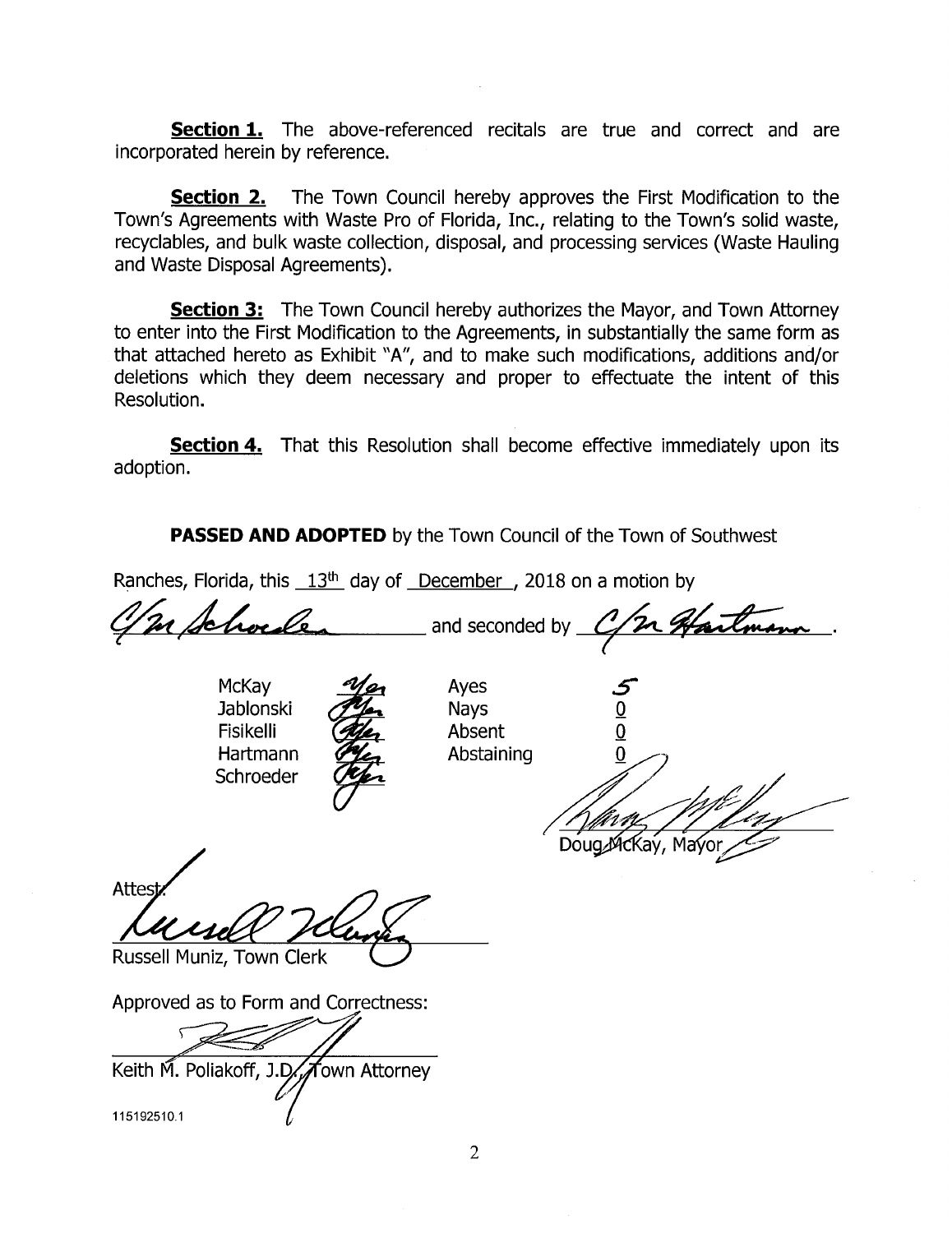**Section 1.** The above-referenced recitals are true and correct and are incorporated herein by reference.

**Section 2.** The Town Council hereby approves the First Modification to the Town's Agreements with Waste Pro of Florida, Inc., relating to the Town's solid waste, recyclables, and bulk waste collection, disposal, and processing services (Waste Hauling and Waste Disposal Agreements).

**Section 3:** The Town Council hereby authorizes the Mayor, and Town Attorney to enter into the First Modification to the Agreements, in substantially the same form as that attached hereto as Exhibit "A", and to make such modifications, additions and/or deletions which they deem necessary and proper to effectuate the intent of this Resolution.

**Section 4.** That this Resolution shall become effective immediately upon its adoption.

**PASSED AND ADOPTED** by the Town Council of the Town of Southwest Ranches, Florida, this 13th day of December, 2018 on a motion by C/M Schroeder and seconded by C/M Hartmann.

| | | | |
|---|---|---|---|
| McKay | Yes | Ayes | 5 |
| Jablonski | Yes | Nays | 0 |
| Fisikelli | Yes | Absent | 0 |
| Hartmann | Yes | Abstaining | 0 |
| Schroeder | Yes | | |

Doug McKay, Mayor

Attest:

Russell Muniz, Town Clerk

Approved as to Form and Correctness:

Keith M. Poliakoff, J.D., Town Attorney

115192510.1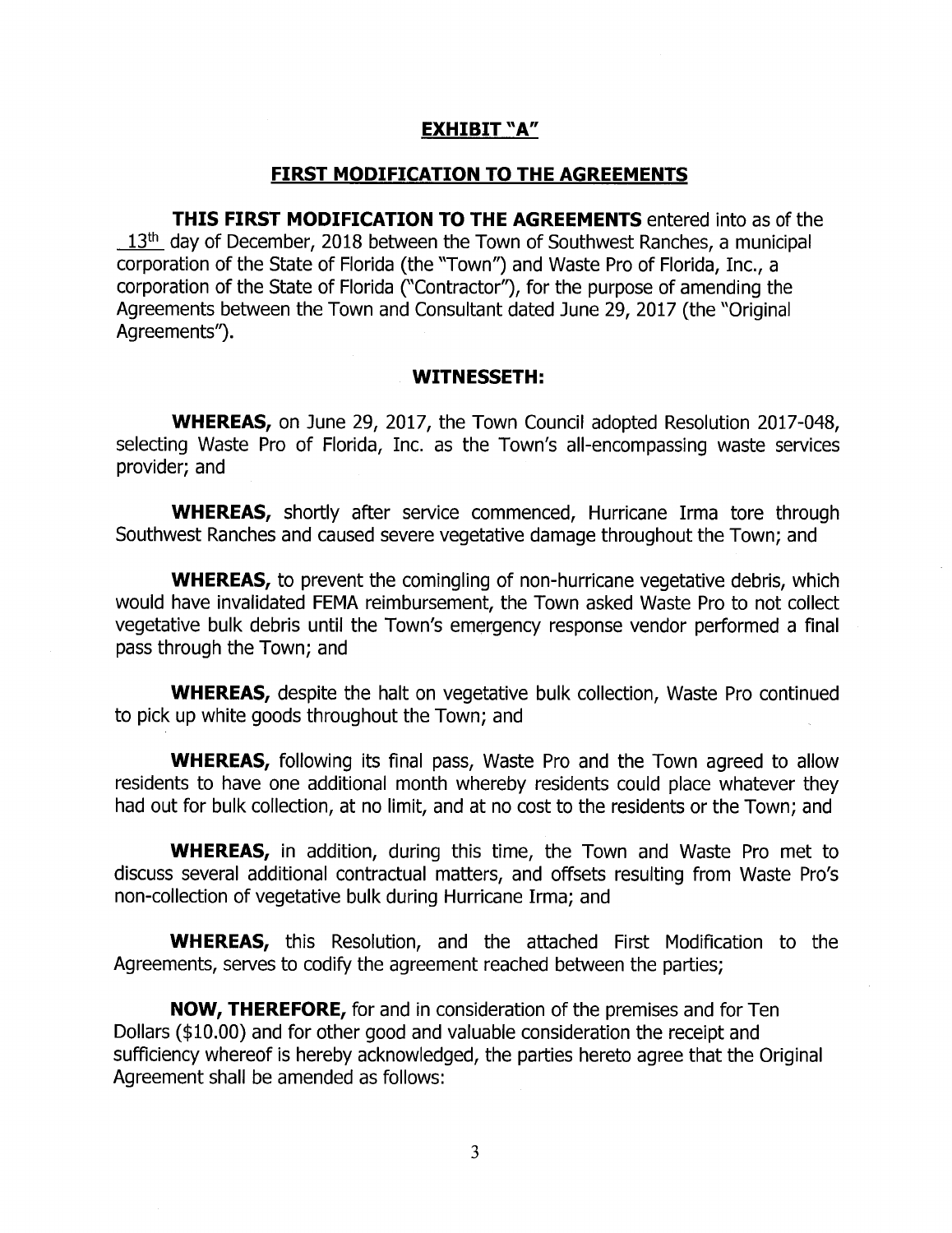**EXHIBIT "A"**

**FIRST MODIFICATION TO THE AGREEMENTS**

**THIS FIRST MODIFICATION TO THE AGREEMENTS** entered into as of the 13th day of December, 2018 between the Town of Southwest Ranches, a municipal corporation of the State of Florida (the "Town") and Waste Pro of Florida, Inc., a corporation of the State of Florida ("Contractor"), for the purpose of amending the Agreements between the Town and Consultant dated June 29, 2017 (the "Original Agreements").

**WITNESSETH:**

**WHEREAS,** on June 29, 2017, the Town Council adopted Resolution 2017-048, selecting Waste Pro of Florida, Inc. as the Town's all-encompassing waste services provider; and

**WHEREAS,** shortly after service commenced, Hurricane Irma tore through Southwest Ranches and caused severe vegetative damage throughout the Town; and

**WHEREAS,** to prevent the comingling of non-hurricane vegetative debris, which would have invalidated FEMA reimbursement, the Town asked Waste Pro to not collect vegetative bulk debris until the Town's emergency response vendor performed a final pass through the Town; and

**WHEREAS,** despite the halt on vegetative bulk collection, Waste Pro continued to pick up white goods throughout the Town; and

**WHEREAS,** following its final pass, Waste Pro and the Town agreed to allow residents to have one additional month whereby residents could place whatever they had out for bulk collection, at no limit, and at no cost to the residents or the Town; and

**WHEREAS,** in addition, during this time, the Town and Waste Pro met to discuss several additional contractual matters, and offsets resulting from Waste Pro's non-collection of vegetative bulk during Hurricane Irma; and

**WHEREAS,** this Resolution, and the attached First Modification to the Agreements, serves to codify the agreement reached between the parties;

**NOW, THEREFORE,** for and in consideration of the premises and for Ten Dollars ($10.00) and for other good and valuable consideration the receipt and sufficiency whereof is hereby acknowledged, the parties hereto agree that the Original Agreement shall be amended as follows: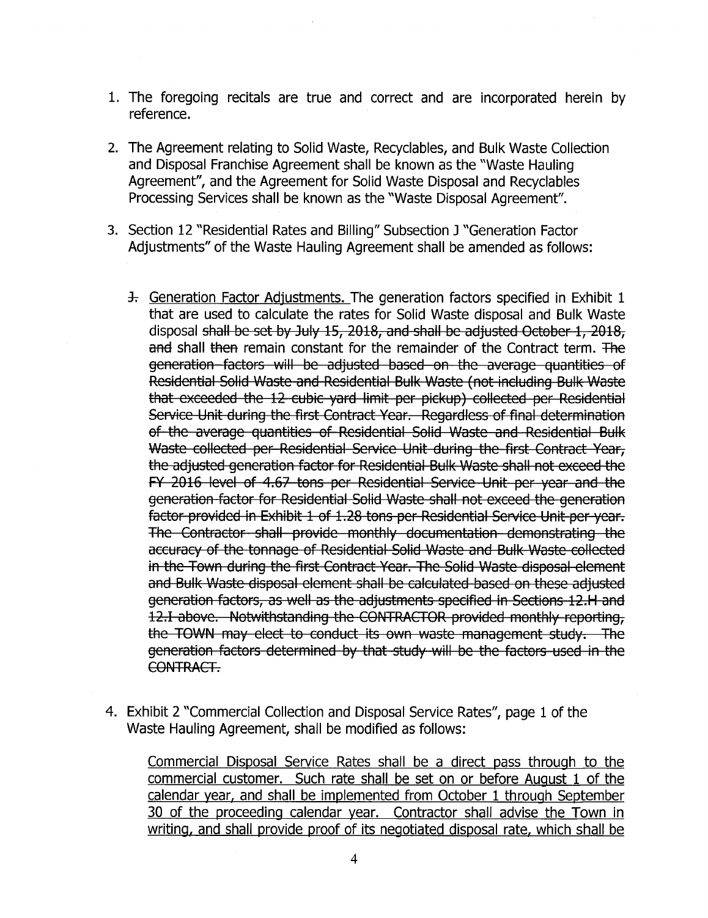1. The foregoing recitals are true and correct and are incorporated herein by reference.

2. The Agreement relating to Solid Waste, Recyclables, and Bulk Waste Collection and Disposal Franchise Agreement shall be known as the "Waste Hauling Agreement", and the Agreement for Solid Waste Disposal and Recyclables Processing Services shall be known as the "Waste Disposal Agreement".

3. Section 12 "Residential Rates and Billing" Subsection J "Generation Factor Adjustments" of the Waste Hauling Agreement shall be amended as follows:

   ~~J.~~ <u>Generation Factor Adjustments.</u> The generation factors specified in Exhibit 1 that are used to calculate the rates for Solid Waste disposal and Bulk Waste disposal ~~shall be set by July 15, 2018, and shall be adjusted October 1, 2018, and~~ shall ~~then~~ remain constant for the remainder of the Contract term. ~~The generation factors will be adjusted based on the average quantities of Residential Solid Waste and Residential Bulk Waste (not including Bulk Waste that exceeded the 12 cubic yard limit per pickup) collected per Residential Service Unit during the first Contract Year. Regardless of final determination of the average quantities of Residential Solid Waste and Residential Bulk Waste collected per Residential Service Unit during the first Contract Year, the adjusted generation factor for Residential Bulk Waste shall not exceed the FY 2016 level of 4.67 tons per Residential Service Unit per year and the generation factor for Residential Solid Waste shall not exceed the generation factor provided in Exhibit 1 of 1.28 tons per Residential Service Unit per year. The Contractor shall provide monthly documentation demonstrating the accuracy of the tonnage of Residential Solid Waste and Bulk Waste collected in the Town during the first Contract Year. The Solid Waste disposal element and Bulk Waste disposal element shall be calculated based on these adjusted generation factors, as well as the adjustments specified in Sections 12.H and 12.I above. Notwithstanding the CONTRACTOR provided monthly reporting, the TOWN may elect to conduct its own waste management study. The generation factors determined by that study will be the factors used in the CONTRACT.~~

4. Exhibit 2 "Commercial Collection and Disposal Service Rates", page 1 of the Waste Hauling Agreement, shall be modified as follows:

   <u>Commercial Disposal Service Rates shall be a direct pass through to the commercial customer. Such rate shall be set on or before August 1 of the calendar year, and shall be implemented from October 1 through September 30 of the proceeding calendar year. Contractor shall advise the Town in writing, and shall provide proof of its negotiated disposal rate, which shall be</u>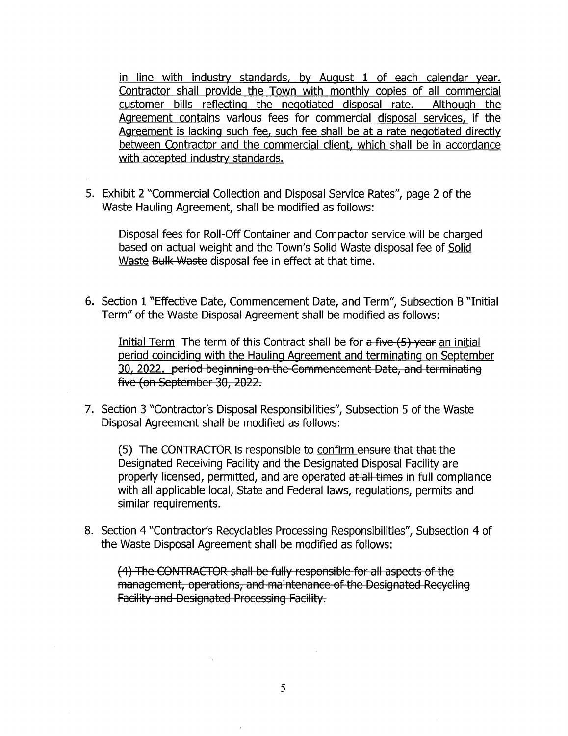<u>in line with industry standards, by August 1 of each calendar year. Contractor shall provide the Town with monthly copies of all commercial customer bills reflecting the negotiated disposal rate. Although the Agreement contains various fees for commercial disposal services, if the Agreement is lacking such fee, such fee shall be at a rate negotiated directly between Contractor and the commercial client, which shall be in accordance with accepted industry standards.</u>

5. Exhibit 2 "Commercial Collection and Disposal Service Rates", page 2 of the Waste Hauling Agreement, shall be modified as follows:

   Disposal fees for Roll-Off Container and Compactor service will be charged based on actual weight and the Town's Solid Waste disposal fee of <u>Solid Waste</u> ~~Bulk Waste~~ disposal fee in effect at that time.

6. Section 1 "Effective Date, Commencement Date, and Term", Subsection B "Initial Term" of the Waste Disposal Agreement shall be modified as follows:

   <u>Initial Term</u> The term of this Contract shall be for ~~a five (5) year~~ <u>an initial period coinciding with the Hauling Agreement and terminating on September 30, 2022.</u> ~~period beginning on the Commencement Date, and terminating five (on September 30, 2022.~~

7. Section 3 "Contractor's Disposal Responsibilities", Subsection 5 of the Waste Disposal Agreement shall be modified as follows:

   (5) The CONTRACTOR is responsible to <u>confirm</u> ~~ensure~~ that ~~that~~ the Designated Receiving Facility and the Designated Disposal Facility are properly licensed, permitted, and are operated ~~at all times~~ in full compliance with all applicable local, State and Federal laws, regulations, permits and similar requirements.

8. Section 4 "Contractor's Recyclables Processing Responsibilities", Subsection 4 of the Waste Disposal Agreement shall be modified as follows:

   ~~(4) The CONTRACTOR shall be fully responsible for all aspects of the management, operations, and maintenance of the Designated Recycling Facility and Designated Processing Facility.~~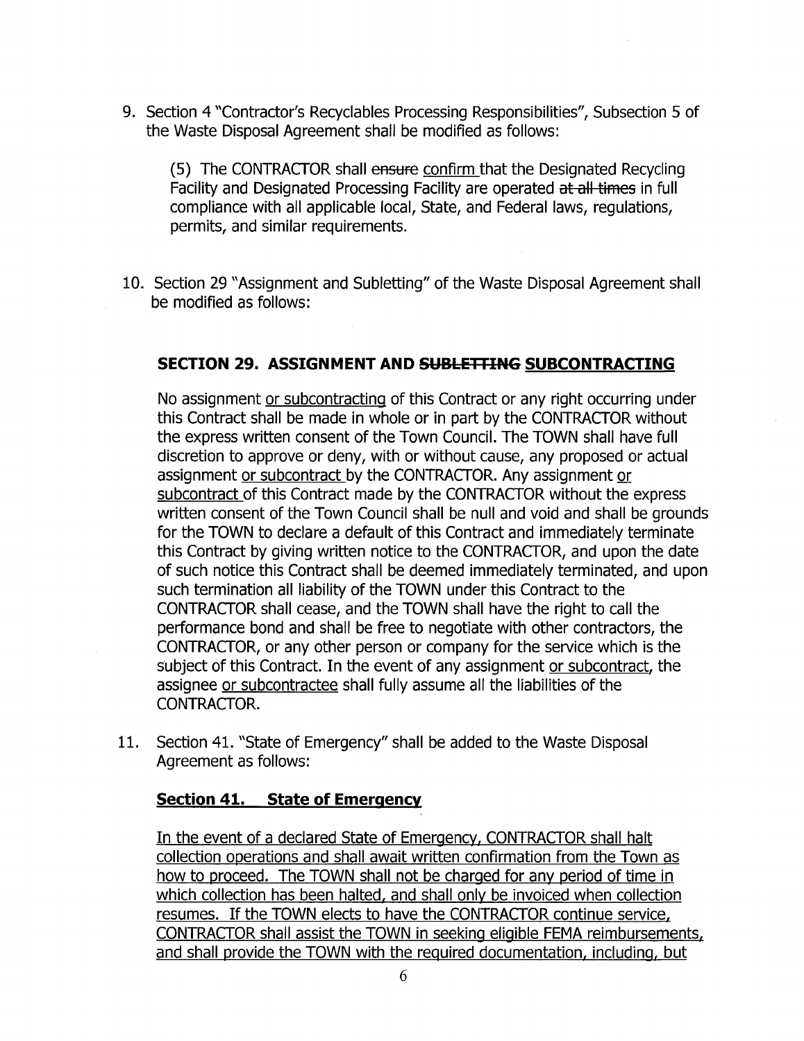9. Section 4 "Contractor's Recyclables Processing Responsibilities", Subsection 5 of the Waste Disposal Agreement shall be modified as follows:

   (5) The CONTRACTOR shall ~~ensure~~ <u>confirm</u> that the Designated Recycling Facility and Designated Processing Facility are operated ~~at all times~~ in full compliance with all applicable local, State, and Federal laws, regulations, permits, and similar requirements.

10. Section 29 "Assignment and Subletting" of the Waste Disposal Agreement shall be modified as follows:

### SECTION 29. ASSIGNMENT AND ~~SUBLETTING~~ <u>SUBCONTRACTING</u>

No assignment <u>or subcontracting</u> of this Contract or any right occurring under this Contract shall be made in whole or in part by the CONTRACTOR without the express written consent of the Town Council. The TOWN shall have full discretion to approve or deny, with or without cause, any proposed or actual assignment <u>or subcontract</u> by the CONTRACTOR. Any assignment <u>or subcontract</u> of this Contract made by the CONTRACTOR without the express written consent of the Town Council shall be null and void and shall be grounds for the TOWN to declare a default of this Contract and immediately terminate this Contract by giving written notice to the CONTRACTOR, and upon the date of such notice this Contract shall be deemed immediately terminated, and upon such termination all liability of the TOWN under this Contract to the CONTRACTOR shall cease, and the TOWN shall have the right to call the performance bond and shall be free to negotiate with other contractors, the CONTRACTOR, or any other person or company for the service which is the subject of this Contract. In the event of any assignment <u>or subcontract</u>, the assignee <u>or subcontractee</u> shall fully assume all the liabilities of the CONTRACTOR.

11. Section 41. "State of Emergency" shall be added to the Waste Disposal Agreement as follows:

### <u>Section 41. State of Emergency</u>

<u>In the event of a declared State of Emergency, CONTRACTOR shall halt collection operations and shall await written confirmation from the Town as how to proceed. The TOWN shall not be charged for any period of time in which collection has been halted, and shall only be invoiced when collection resumes. If the TOWN elects to have the CONTRACTOR continue service, CONTRACTOR shall assist the TOWN in seeking eligible FEMA reimbursements, and shall provide the TOWN with the required documentation, including, but</u>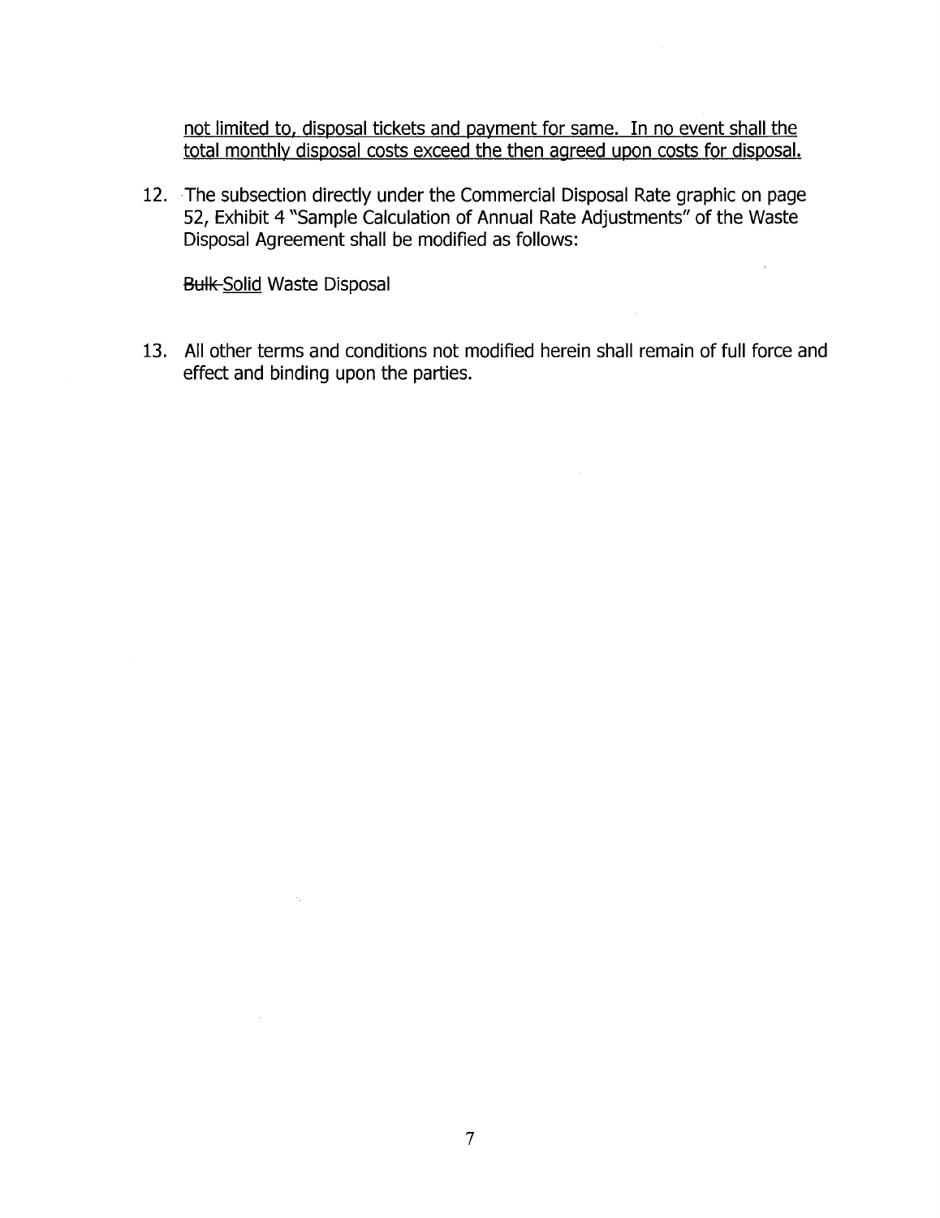<u>not limited to, disposal tickets and payment for same. In no event shall the total monthly disposal costs exceed the then agreed upon costs for disposal.</u>

12. The subsection directly under the Commercial Disposal Rate graphic on page 52, Exhibit 4 "Sample Calculation of Annual Rate Adjustments" of the Waste Disposal Agreement shall be modified as follows:

    ~~Bulk~~ <u>Solid</u> Waste Disposal

13. All other terms and conditions not modified herein shall remain of full force and effect and binding upon the parties.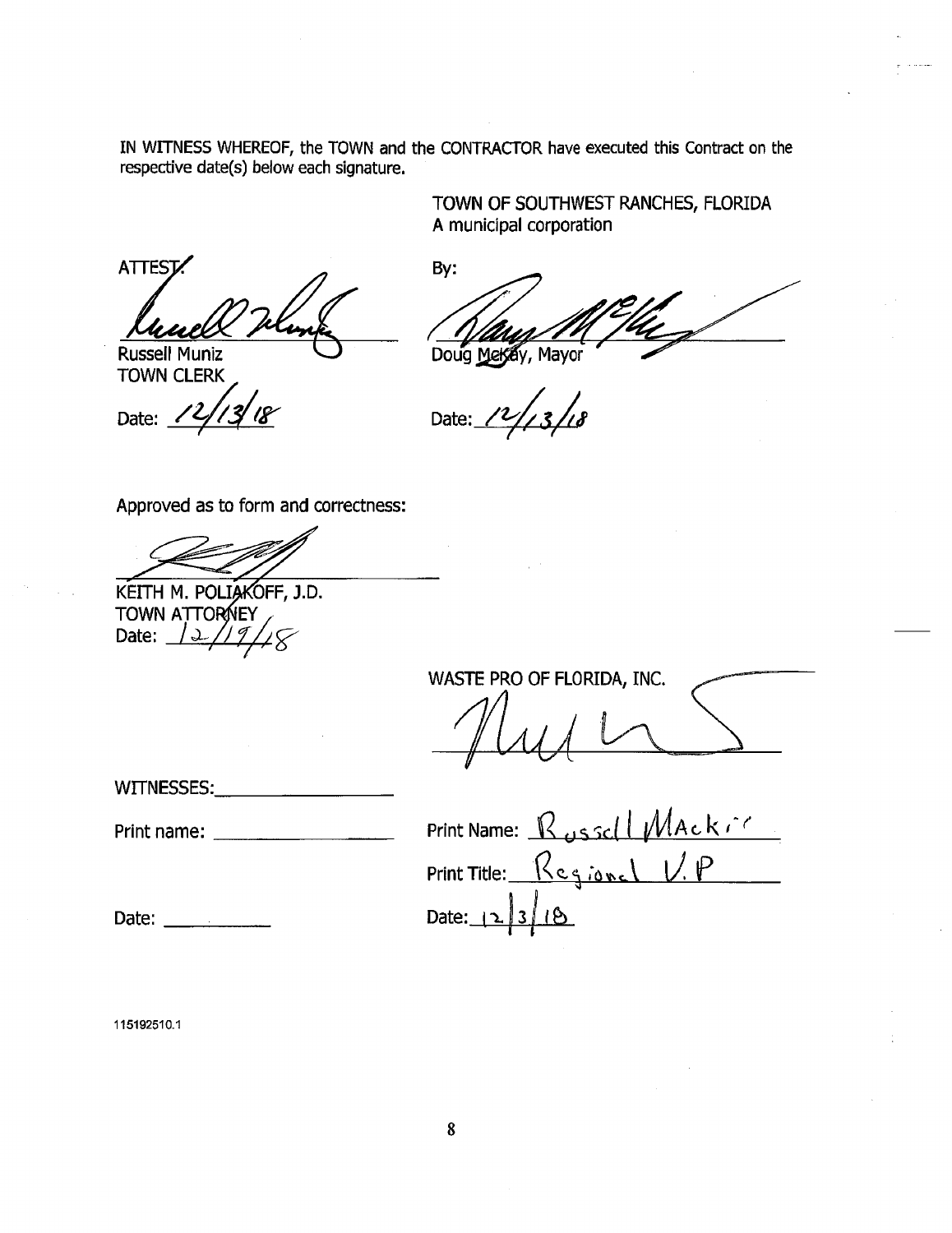IN WITNESS WHEREOF, the TOWN and the CONTRACTOR have executed this Contract on the respective date(s) below each signature.

TOWN OF SOUTHWEST RANCHES, FLORIDA
A municipal corporation

ATTEST:

Russell Muniz
TOWN CLERK

Date: 12/13/18

By:

Doug McKay, Mayor

Date: 12/13/18

Approved as to form and correctness:

KEITH M. POLIAKOFF, J.D.
TOWN ATTORNEY
Date: 12/19/18

WASTE PRO OF FLORIDA, INC.

WITNESSES: ____________

Print name: ____________

Date: ____________

Print Name: Russell Mackie

Print Title: Regional V.P

Date: 12/3/18

115192510.1